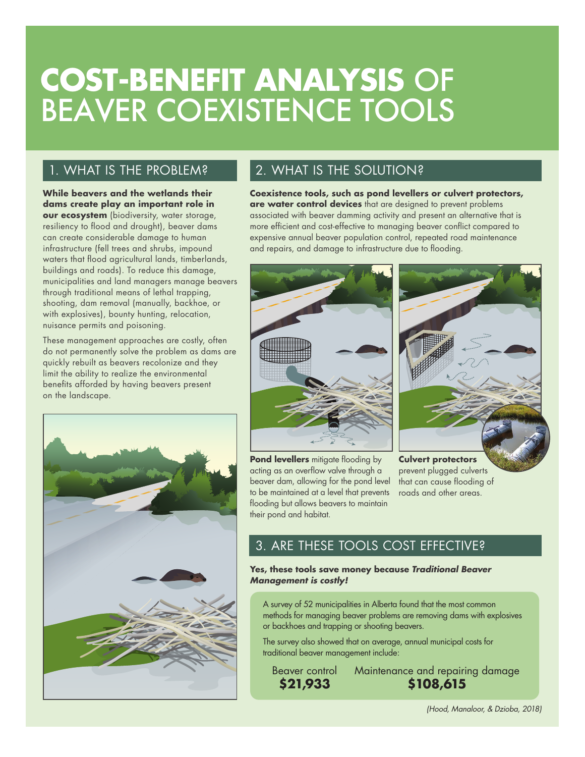# COST-BENEFIT ANALYSIS OF BEAVER COEXISTENCE TOOLS

## 1. WHAT IS THE PROBLEM?

**While beavers and the wetlands their dams create play an important role in our ecosystem** (biodiversity, water storage, resiliency to flood and drought), beaver dams can create considerable damage to human infrastructure (fell trees and shrubs, impound waters that flood agricultural lands, timberlands, buildings and roads). To reduce this damage, municipalities and land managers manage beavers through traditional means of lethal trapping, shooting, dam removal (manually, backhoe, or with explosives), bounty hunting, relocation, nuisance permits and poisoning.

These management approaches are costly, often do not permanently solve the problem as dams are quickly rebuilt as beavers recolonize and they limit the ability to realize the environmental benefits afforded by having beavers present on the landscape.

## 2. WHAT IS THE SOLUTION?

**Coexistence tools, such as pond levellers or culvert protectors, are water control devices** that are designed to prevent problems associated with beaver damming activity and present an alternative that is more efficient and cost-effective to managing beaver conflict compared to expensive annual beaver population control, repeated road maintenance and repairs, and damage to infrastructure due to flooding.

**Pond levellers** mitigate flooding by acting as an overflow valve through a beaver dam, allowing for the pond level to be maintained at a level that prevents flooding but allows beavers to maintain their pond and habitat.

**Culvert protectors** prevent plugged culverts that can cause flooding of roads and other areas.

## 3. ARE THESE TOOLS COST EFFECTIVE?

**Yes, these tools save money because *Traditional Beaver Management is costly!***

A survey of 52 municipalities in Alberta found that the most common methods for managing beaver problems are removing dams with explosives or backhoes and trapping or shooting beavers.

The survey also showed that on average, annual municipal costs for traditional beaver management include:

| Beaver control | Maintenance and repairing damage |
|---|---|
| **$21,933** | **$108,615** |

*(Hood, Manaloor, & Dzioba, 2018)*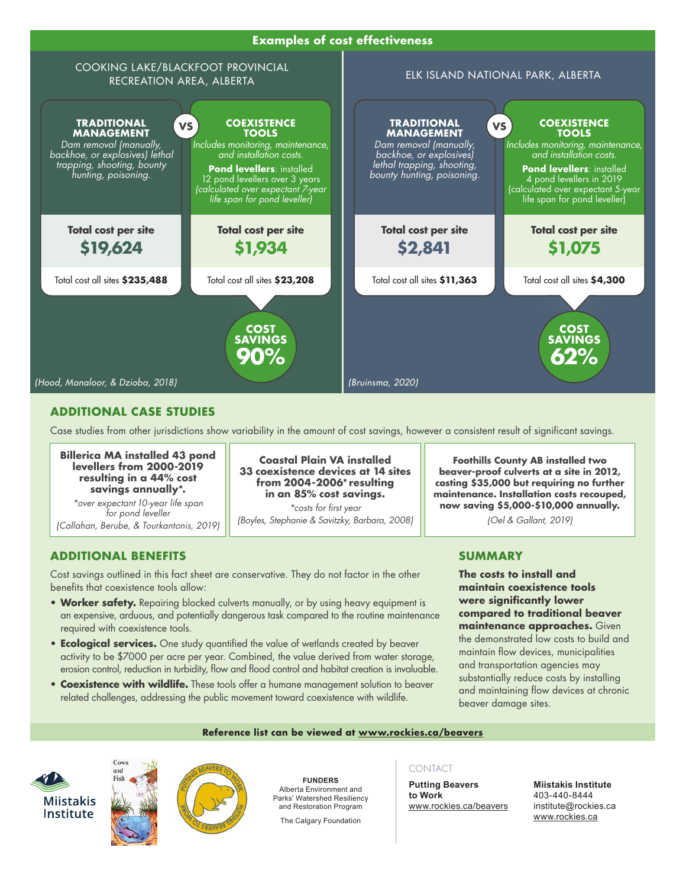## Examples of cost effectiveness

### COOKING LAKE/BLACKFOOT PROVINCIAL RECREATION AREA, ALBERTA

**TRADITIONAL MANAGEMENT**

*Dam removal (manually, backhoe, or explosives) lethal trapping, shooting, bounty hunting, poisoning.*

**Total cost per site**
**$19,624**

Total cost all sites **$235,488**

**VS**

**COEXISTENCE TOOLS**

*Includes monitoring, maintenance, and installation costs.*

**Pond levellers**: installed 12 pond levellers over 3 years *(calculated over expectant 7-year life span for pond leveller)*

**Total cost per site**
**$1,934**

Total cost all sites **$23,208**

**COST SAVINGS 90%**

*(Hood, Manaloor, & Dzioba, 2018)*

### ELK ISLAND NATIONAL PARK, ALBERTA

**TRADITIONAL MANAGEMENT**

*Dam removal (manually, backhoe, or explosives) lethal trapping, shooting, bounty hunting, poisoning.*

**Total cost per site**
**$2,841**

Total cost all sites **$11,363**

**VS**

**COEXISTENCE TOOLS**

*Includes monitoring, maintenance, and installation costs.*

**Pond levellers**: installed 4 pond levellers in 2019 (calculated over expectant 5-year life span for pond leveller)

**Total cost per site**
**$1,075**

Total cost all sites **$4,300**

**COST SAVINGS 62%**

*(Bruinsma, 2020)*

## ADDITIONAL CASE STUDIES

Case studies from other jurisdictions show variability in the amount of cost savings, however a consistent result of significant savings.

**Billerica MA installed 43 pond levellers from 2000-2019 resulting in a 44% cost savings annually*.**
*\*over expectant 10-year life span for pond leveller*
*(Callahan, Berube, & Tourkantonis, 2019)*

**Coastal Plain VA installed 33 coexistence devices at 14 sites from 2004-2006* resulting in an 85% cost savings.**
*\*costs for first year*
*(Boyles, Stephanie & Savitzky, Barbara, 2008)*

**Foothills County AB installed two beaver-proof culverts at a site in 2012, costing $35,000 but requiring no further maintenance. Installation costs recouped, now saving $5,000-$10,000 annually.**
*(Oel & Gallant, 2019)*

## ADDITIONAL BENEFITS

Cost savings outlined in this fact sheet are conservative. They do not factor in the other benefits that coexistence tools allow:

- **Worker safety.** Repairing blocked culverts manually, or by using heavy equipment is an expensive, arduous, and potentially dangerous task compared to the routine maintenance required with coexistence tools.
- **Ecological services.** One study quantified the value of wetlands created by beaver activity to be $7000 per acre per year. Combined, the value derived from water storage, erosion control, reduction in turbidity, flow and flood control and habitat creation is invaluable.
- **Coexistence with wildlife.** These tools offer a humane management solution to beaver related challenges, addressing the public movement toward coexistence with wildlife.

## SUMMARY

**The costs to install and maintain coexistence tools were significantly lower compared to traditional beaver maintenance approaches.** Given the demonstrated low costs to build and maintain flow devices, municipalities and transportation agencies may substantially reduce costs by installing and maintaining flow devices at chronic beaver damage sites.

**Reference list can be viewed at www.rockies.ca/beavers**

Miistakis Institute

Cows and Fish

PUTTING BEAVERS TO WORK

**FUNDERS**
Alberta Environment and Parks' Watershed Resiliency and Restoration Program

The Calgary Foundation

CONTACT

**Putting Beavers to Work**
www.rockies.ca/beavers

**Miistakis Institute**
403-440-8444
institute@rockies.ca
www.rockies.ca